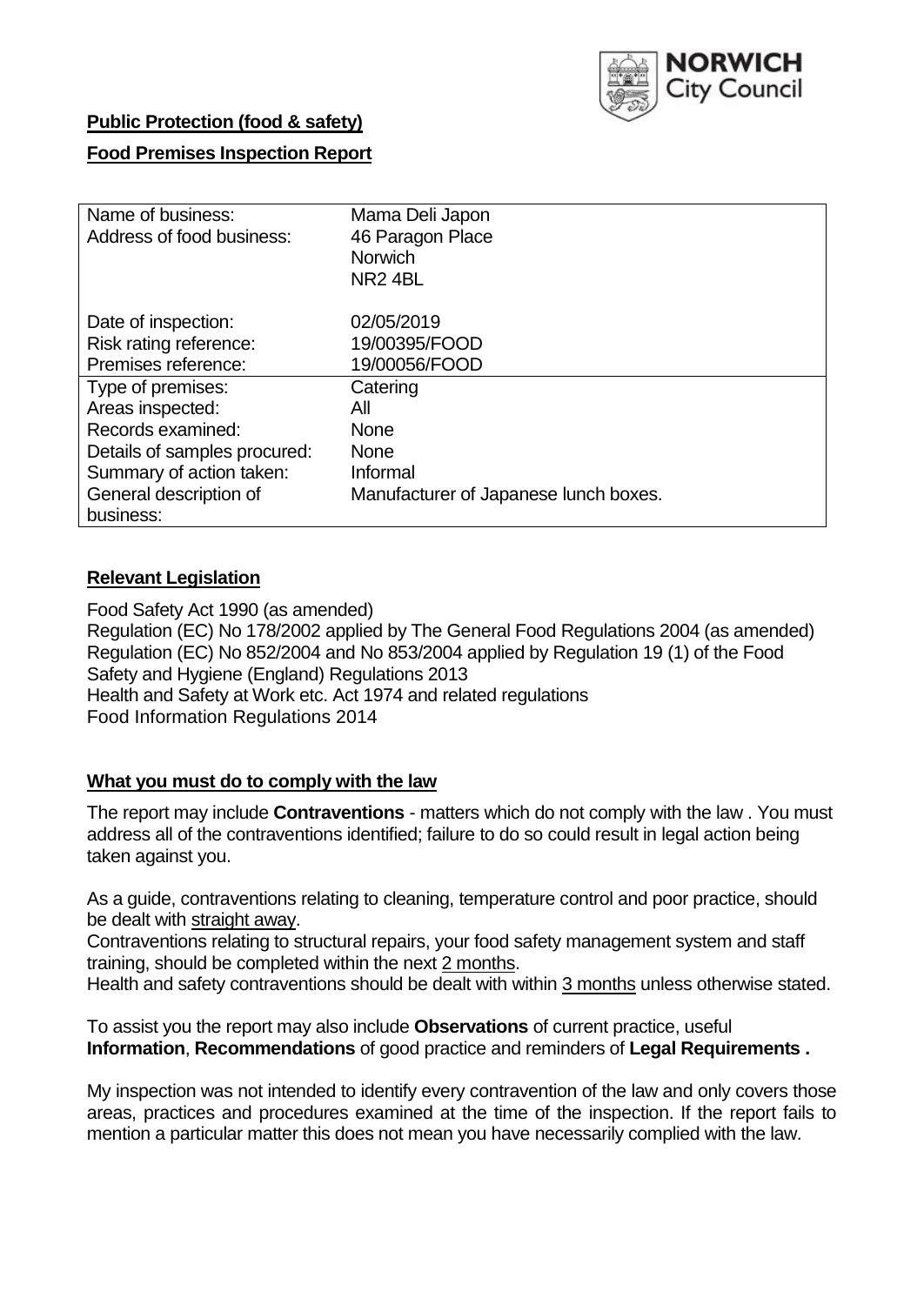**Public Protection (food & safety)**

**Food Premises Inspection Report**

| Name of business: | Mama Deli Japon |
|---|---|
| Address of food business: | 46 Paragon Place<br>Norwich<br>NR2 4BL |
| Date of inspection: | 02/05/2019 |
| Risk rating reference: | 19/00395/FOOD |
| Premises reference: | 19/00056/FOOD |
| Type of premises: | Catering |
| Areas inspected: | All |
| Records examined: | None |
| Details of samples procured: | None |
| Summary of action taken: | Informal |
| General description of business: | Manufacturer of Japanese lunch boxes. |

## Relevant Legislation

Food Safety Act 1990 (as amended)
Regulation (EC) No 178/2002 applied by The General Food Regulations 2004 (as amended)
Regulation (EC) No 852/2004 and No 853/2004 applied by Regulation 19 (1) of the Food Safety and Hygiene (England) Regulations 2013
Health and Safety at Work etc. Act 1974 and related regulations
Food Information Regulations 2014

## What you must do to comply with the law

The report may include **Contraventions** - matters which do not comply with the law . You must address all of the contraventions identified; failure to do so could result in legal action being taken against you.

As a guide, contraventions relating to cleaning, temperature control and poor practice, should be dealt with straight away.

Contraventions relating to structural repairs, your food safety management system and staff training, should be completed within the next 2 months.

Health and safety contraventions should be dealt with within 3 months unless otherwise stated.

To assist you the report may also include **Observations** of current practice, useful **Information**, **Recommendations** of good practice and reminders of **Legal Requirements .**

My inspection was not intended to identify every contravention of the law and only covers those areas, practices and procedures examined at the time of the inspection. If the report fails to mention a particular matter this does not mean you have necessarily complied with the law.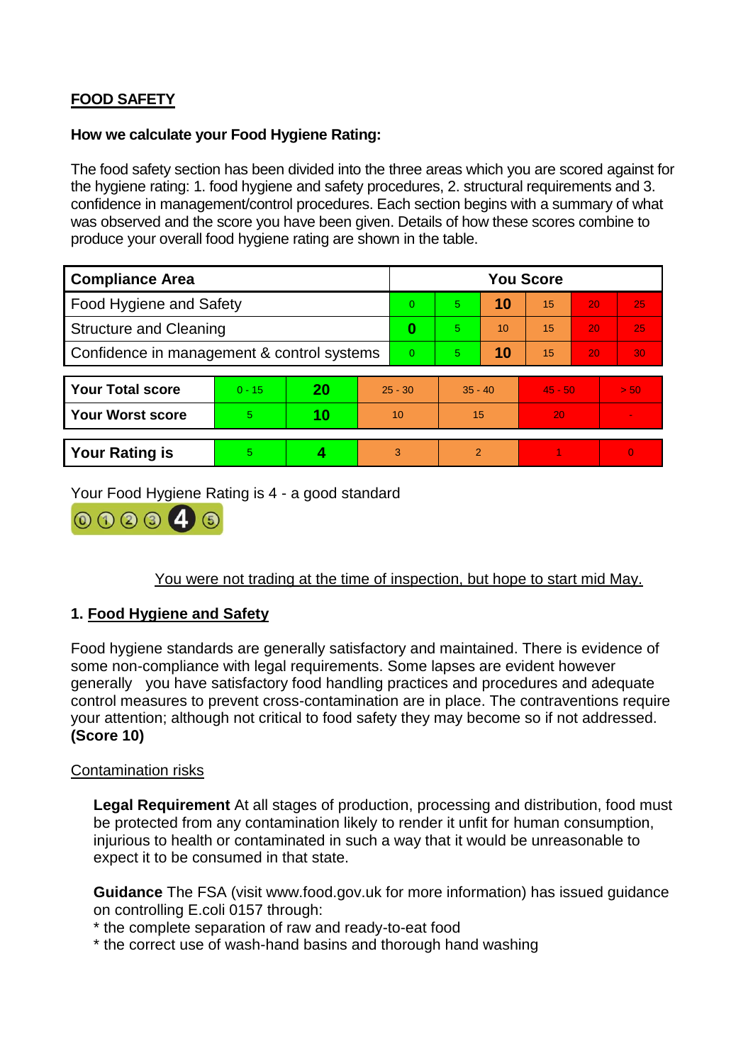## FOOD SAFETY

**How we calculate your Food Hygiene Rating:**

The food safety section has been divided into the three areas which you are scored against for the hygiene rating: 1. food hygiene and safety procedures, 2. structural requirements and 3. confidence in management/control procedures. Each section begins with a summary of what was observed and the score you have been given. Details of how these scores combine to produce your overall food hygiene rating are shown in the table.

| Compliance Area | You Score | | | | | |
|---|---|---|---|---|---|---|
| Food Hygiene and Safety | 0 | 5 | **10** | 15 | 20 | 25 |
| Structure and Cleaning | **0** | 5 | 10 | 15 | 20 | 25 |
| Confidence in management & control systems | 0 | 5 | **10** | 15 | 20 | 30 |

| | | | | | | |
|---|---|---|---|---|---|---|
| **Your Total score** | 0 - 15 | **20** | 25 - 30 | 35 - 40 | 45 - 50 | > 50 |
| **Your Worst score** | 5 | **10** | 10 | 15 | 20 | - |

| | | | | | | |
|---|---|---|---|---|---|---|
| **Your Rating is** | 5 | **4** | 3 | 2 | 1 | 0 |

Your Food Hygiene Rating is 4 - a good standard

You were not trading at the time of inspection, but hope to start mid May.

## 1. Food Hygiene and Safety

Food hygiene standards are generally satisfactory and maintained. There is evidence of some non-compliance with legal requirements. Some lapses are evident however generally you have satisfactory food handling practices and procedures and adequate control measures to prevent cross-contamination are in place. The contraventions require your attention; although not critical to food safety they may become so if not addressed. **(Score 10)**

Contamination risks

**Legal Requirement** At all stages of production, processing and distribution, food must be protected from any contamination likely to render it unfit for human consumption, injurious to health or contaminated in such a way that it would be unreasonable to expect it to be consumed in that state.

**Guidance** The FSA (visit www.food.gov.uk for more information) has issued guidance on controlling E.coli 0157 through:

* the complete separation of raw and ready-to-eat food
* the correct use of wash-hand basins and thorough hand washing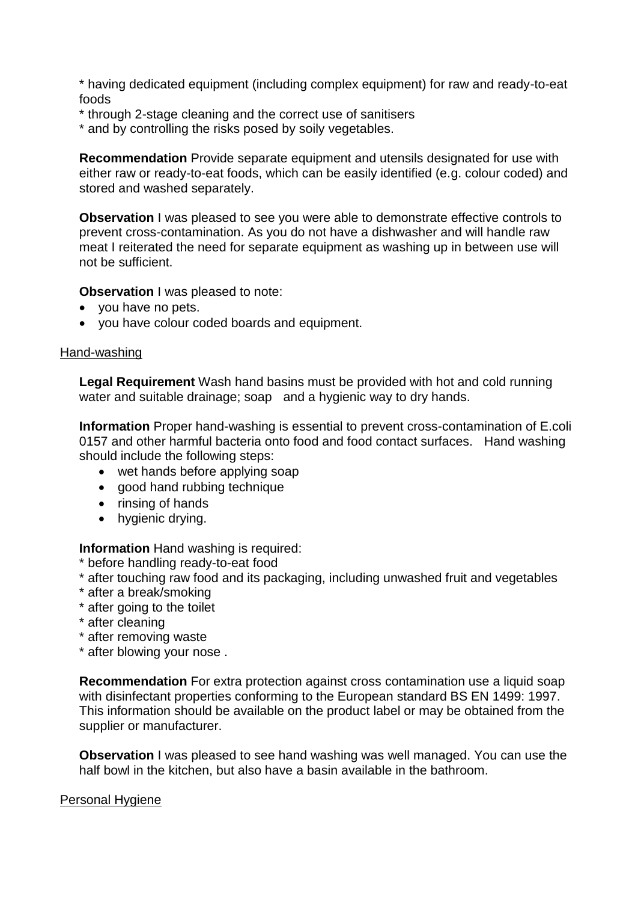* having dedicated equipment (including complex equipment) for raw and ready-to-eat foods
* through 2-stage cleaning and the correct use of sanitisers
* and by controlling the risks posed by soily vegetables.

**Recommendation** Provide separate equipment and utensils designated for use with either raw or ready-to-eat foods, which can be easily identified (e.g. colour coded) and stored and washed separately.

**Observation** I was pleased to see you were able to demonstrate effective controls to prevent cross-contamination. As you do not have a dishwasher and will handle raw meat I reiterated the need for separate equipment as washing up in between use will not be sufficient.

**Observation** I was pleased to note:

- you have no pets.
- you have colour coded boards and equipment.

Hand-washing

**Legal Requirement** Wash hand basins must be provided with hot and cold running water and suitable drainage; soap and a hygienic way to dry hands.

**Information** Proper hand-washing is essential to prevent cross-contamination of E.coli 0157 and other harmful bacteria onto food and food contact surfaces. Hand washing should include the following steps:

- wet hands before applying soap
- good hand rubbing technique
- rinsing of hands
- hygienic drying.

**Information** Hand washing is required:
* before handling ready-to-eat food
* after touching raw food and its packaging, including unwashed fruit and vegetables
* after a break/smoking
* after going to the toilet
* after cleaning
* after removing waste
* after blowing your nose .

**Recommendation** For extra protection against cross contamination use a liquid soap with disinfectant properties conforming to the European standard BS EN 1499: 1997. This information should be available on the product label or may be obtained from the supplier or manufacturer.

**Observation** I was pleased to see hand washing was well managed. You can use the half bowl in the kitchen, but also have a basin available in the bathroom.

Personal Hygiene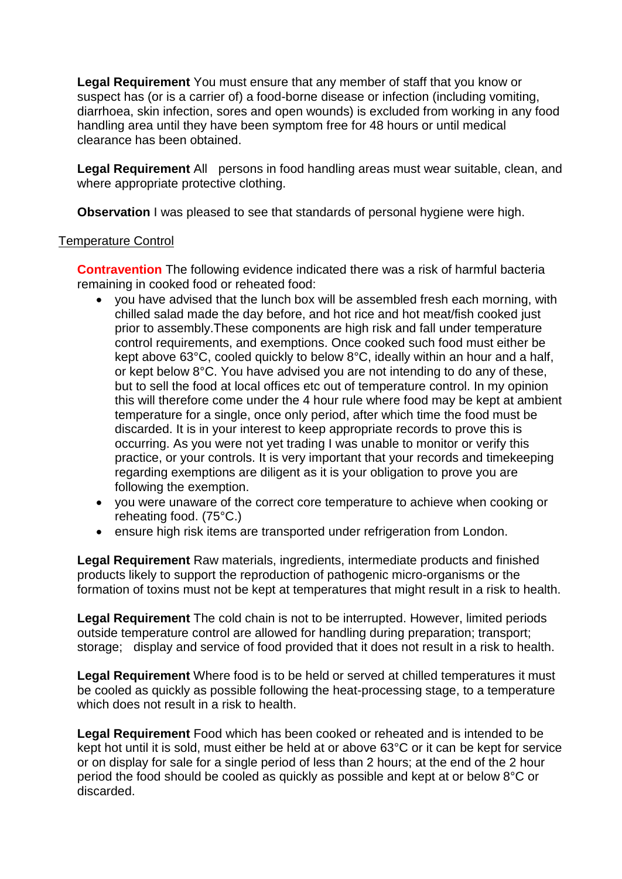**Legal Requirement** You must ensure that any member of staff that you know or suspect has (or is a carrier of) a food-borne disease or infection (including vomiting, diarrhoea, skin infection, sores and open wounds) is excluded from working in any food handling area until they have been symptom free for 48 hours or until medical clearance has been obtained.

**Legal Requirement** All persons in food handling areas must wear suitable, clean, and where appropriate protective clothing.

**Observation** I was pleased to see that standards of personal hygiene were high.

Temperature Control

**Contravention** The following evidence indicated there was a risk of harmful bacteria remaining in cooked food or reheated food:

- you have advised that the lunch box will be assembled fresh each morning, with chilled salad made the day before, and hot rice and hot meat/fish cooked just prior to assembly.These components are high risk and fall under temperature control requirements, and exemptions. Once cooked such food must either be kept above 63°C, cooled quickly to below 8°C, ideally within an hour and a half, or kept below 8°C. You have advised you are not intending to do any of these, but to sell the food at local offices etc out of temperature control. In my opinion this will therefore come under the 4 hour rule where food may be kept at ambient temperature for a single, once only period, after which time the food must be discarded. It is in your interest to keep appropriate records to prove this is occurring. As you were not yet trading I was unable to monitor or verify this practice, or your controls. It is very important that your records and timekeeping regarding exemptions are diligent as it is your obligation to prove you are following the exemption.
- you were unaware of the correct core temperature to achieve when cooking or reheating food. (75°C.)
- ensure high risk items are transported under refrigeration from London.

**Legal Requirement** Raw materials, ingredients, intermediate products and finished products likely to support the reproduction of pathogenic micro-organisms or the formation of toxins must not be kept at temperatures that might result in a risk to health.

**Legal Requirement** The cold chain is not to be interrupted. However, limited periods outside temperature control are allowed for handling during preparation; transport; storage; display and service of food provided that it does not result in a risk to health.

**Legal Requirement** Where food is to be held or served at chilled temperatures it must be cooled as quickly as possible following the heat-processing stage, to a temperature which does not result in a risk to health.

**Legal Requirement** Food which has been cooked or reheated and is intended to be kept hot until it is sold, must either be held at or above 63°C or it can be kept for service or on display for sale for a single period of less than 2 hours; at the end of the 2 hour period the food should be cooled as quickly as possible and kept at or below 8°C or discarded.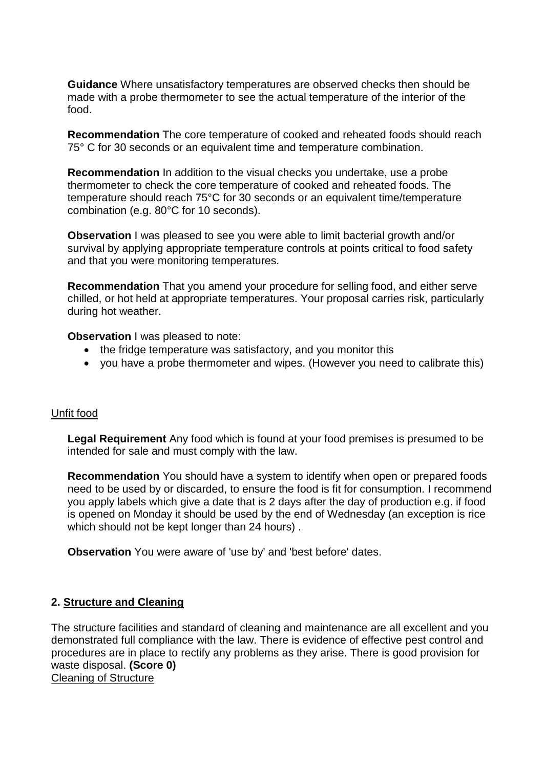**Guidance** Where unsatisfactory temperatures are observed checks then should be made with a probe thermometer to see the actual temperature of the interior of the food.

**Recommendation** The core temperature of cooked and reheated foods should reach 75° C for 30 seconds or an equivalent time and temperature combination.

**Recommendation** In addition to the visual checks you undertake, use a probe thermometer to check the core temperature of cooked and reheated foods. The temperature should reach 75°C for 30 seconds or an equivalent time/temperature combination (e.g. 80°C for 10 seconds).

**Observation** I was pleased to see you were able to limit bacterial growth and/or survival by applying appropriate temperature controls at points critical to food safety and that you were monitoring temperatures.

**Recommendation** That you amend your procedure for selling food, and either serve chilled, or hot held at appropriate temperatures. Your proposal carries risk, particularly during hot weather.

**Observation** I was pleased to note:

- the fridge temperature was satisfactory, and you monitor this
- you have a probe thermometer and wipes. (However you need to calibrate this)

Unfit food

**Legal Requirement** Any food which is found at your food premises is presumed to be intended for sale and must comply with the law.

**Recommendation** You should have a system to identify when open or prepared foods need to be used by or discarded, to ensure the food is fit for consumption. I recommend you apply labels which give a date that is 2 days after the day of production e.g. if food is opened on Monday it should be used by the end of Wednesday (an exception is rice which should not be kept longer than 24 hours) .

**Observation** You were aware of 'use by' and 'best before' dates.

## 2. Structure and Cleaning

The structure facilities and standard of cleaning and maintenance are all excellent and you demonstrated full compliance with the law. There is evidence of effective pest control and procedures are in place to rectify any problems as they arise. There is good provision for waste disposal. **(Score 0)**

Cleaning of Structure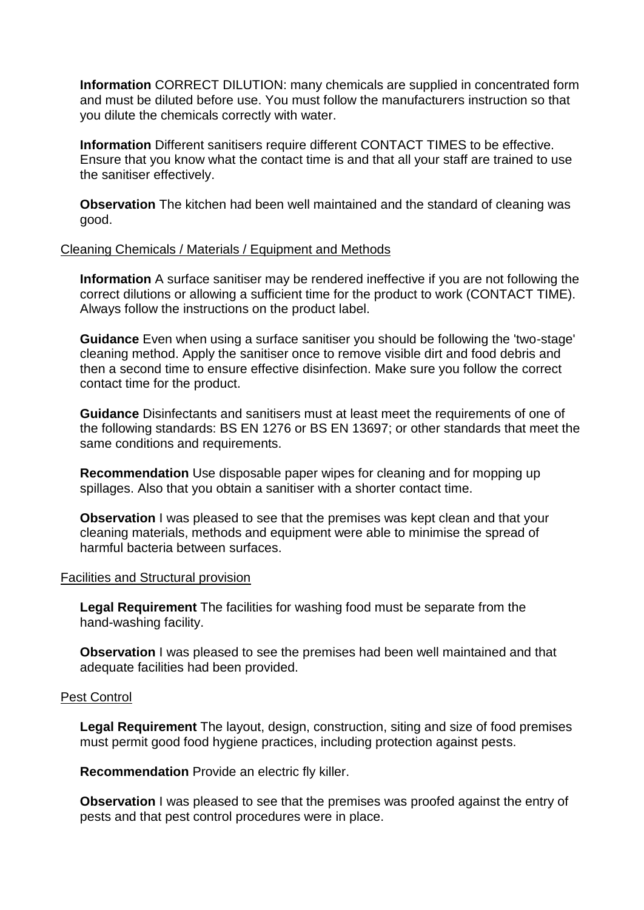**Information** CORRECT DILUTION: many chemicals are supplied in concentrated form and must be diluted before use. You must follow the manufacturers instruction so that you dilute the chemicals correctly with water.

**Information** Different sanitisers require different CONTACT TIMES to be effective. Ensure that you know what the contact time is and that all your staff are trained to use the sanitiser effectively.

**Observation** The kitchen had been well maintained and the standard of cleaning was good.

Cleaning Chemicals / Materials / Equipment and Methods

**Information** A surface sanitiser may be rendered ineffective if you are not following the correct dilutions or allowing a sufficient time for the product to work (CONTACT TIME). Always follow the instructions on the product label.

**Guidance** Even when using a surface sanitiser you should be following the 'two-stage' cleaning method. Apply the sanitiser once to remove visible dirt and food debris and then a second time to ensure effective disinfection. Make sure you follow the correct contact time for the product.

**Guidance** Disinfectants and sanitisers must at least meet the requirements of one of the following standards: BS EN 1276 or BS EN 13697; or other standards that meet the same conditions and requirements.

**Recommendation** Use disposable paper wipes for cleaning and for mopping up spillages. Also that you obtain a sanitiser with a shorter contact time.

**Observation** I was pleased to see that the premises was kept clean and that your cleaning materials, methods and equipment were able to minimise the spread of harmful bacteria between surfaces.

Facilities and Structural provision

**Legal Requirement** The facilities for washing food must be separate from the hand-washing facility.

**Observation** I was pleased to see the premises had been well maintained and that adequate facilities had been provided.

Pest Control

**Legal Requirement** The layout, design, construction, siting and size of food premises must permit good food hygiene practices, including protection against pests.

**Recommendation** Provide an electric fly killer.

**Observation** I was pleased to see that the premises was proofed against the entry of pests and that pest control procedures were in place.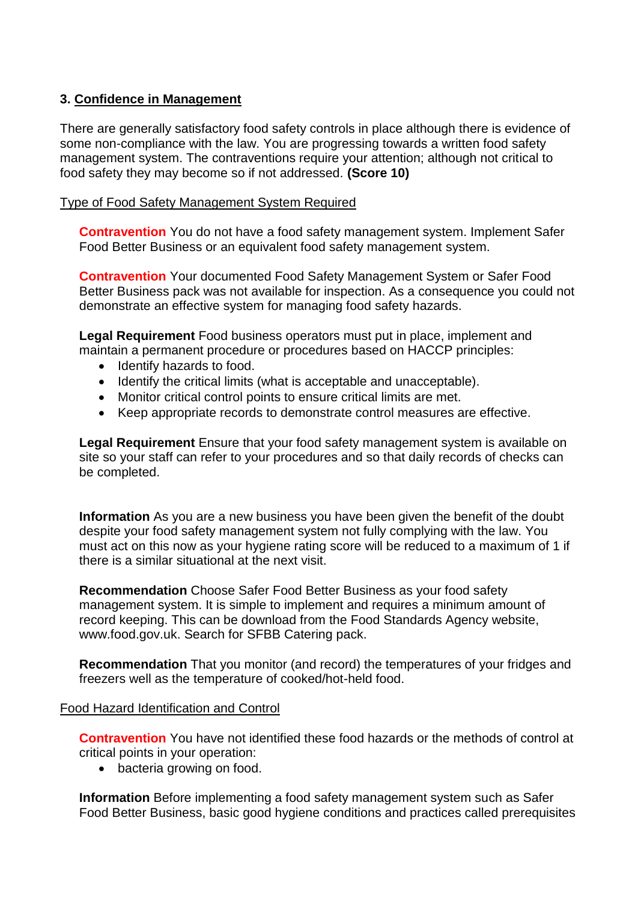### 3. Confidence in Management

There are generally satisfactory food safety controls in place although there is evidence of some non-compliance with the law. You are progressing towards a written food safety management system. The contraventions require your attention; although not critical to food safety they may become so if not addressed. **(Score 10)**

Type of Food Safety Management System Required

**Contravention** You do not have a food safety management system. Implement Safer Food Better Business or an equivalent food safety management system.

**Contravention** Your documented Food Safety Management System or Safer Food Better Business pack was not available for inspection. As a consequence you could not demonstrate an effective system for managing food safety hazards.

**Legal Requirement** Food business operators must put in place, implement and maintain a permanent procedure or procedures based on HACCP principles:

- Identify hazards to food.
- Identify the critical limits (what is acceptable and unacceptable).
- Monitor critical control points to ensure critical limits are met.
- Keep appropriate records to demonstrate control measures are effective.

**Legal Requirement** Ensure that your food safety management system is available on site so your staff can refer to your procedures and so that daily records of checks can be completed.

**Information** As you are a new business you have been given the benefit of the doubt despite your food safety management system not fully complying with the law. You must act on this now as your hygiene rating score will be reduced to a maximum of 1 if there is a similar situational at the next visit.

**Recommendation** Choose Safer Food Better Business as your food safety management system. It is simple to implement and requires a minimum amount of record keeping. This can be download from the Food Standards Agency website, www.food.gov.uk. Search for SFBB Catering pack.

**Recommendation** That you monitor (and record) the temperatures of your fridges and freezers well as the temperature of cooked/hot-held food.

Food Hazard Identification and Control

**Contravention** You have not identified these food hazards or the methods of control at critical points in your operation:

- bacteria growing on food.

**Information** Before implementing a food safety management system such as Safer Food Better Business, basic good hygiene conditions and practices called prerequisites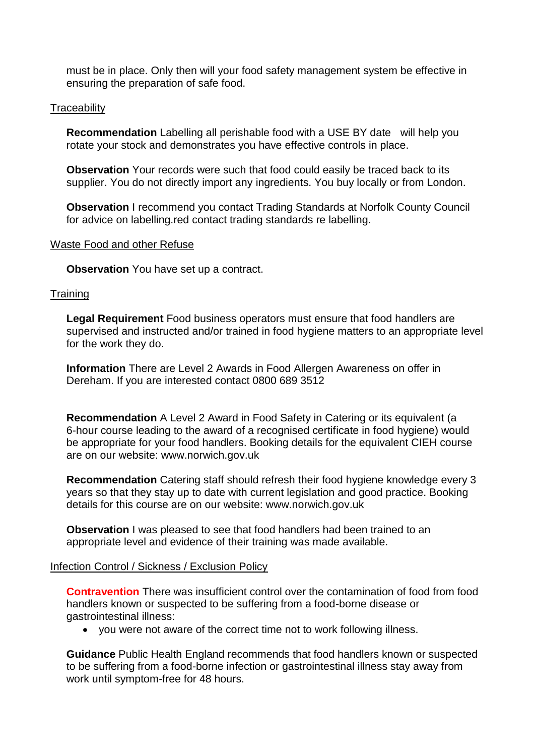must be in place. Only then will your food safety management system be effective in ensuring the preparation of safe food.

Traceability

**Recommendation** Labelling all perishable food with a USE BY date will help you rotate your stock and demonstrates you have effective controls in place.

**Observation** Your records were such that food could easily be traced back to its supplier. You do not directly import any ingredients. You buy locally or from London.

**Observation** I recommend you contact Trading Standards at Norfolk County Council for advice on labelling.red contact trading standards re labelling.

Waste Food and other Refuse

**Observation** You have set up a contract.

Training

**Legal Requirement** Food business operators must ensure that food handlers are supervised and instructed and/or trained in food hygiene matters to an appropriate level for the work they do.

**Information** There are Level 2 Awards in Food Allergen Awareness on offer in Dereham. If you are interested contact 0800 689 3512

**Recommendation** A Level 2 Award in Food Safety in Catering or its equivalent (a 6-hour course leading to the award of a recognised certificate in food hygiene) would be appropriate for your food handlers. Booking details for the equivalent CIEH course are on our website: www.norwich.gov.uk

**Recommendation** Catering staff should refresh their food hygiene knowledge every 3 years so that they stay up to date with current legislation and good practice. Booking details for this course are on our website: www.norwich.gov.uk

**Observation** I was pleased to see that food handlers had been trained to an appropriate level and evidence of their training was made available.

Infection Control / Sickness / Exclusion Policy

**Contravention** There was insufficient control over the contamination of food from food handlers known or suspected to be suffering from a food-borne disease or gastrointestinal illness:

- you were not aware of the correct time not to work following illness.

**Guidance** Public Health England recommends that food handlers known or suspected to be suffering from a food-borne infection or gastrointestinal illness stay away from work until symptom-free for 48 hours.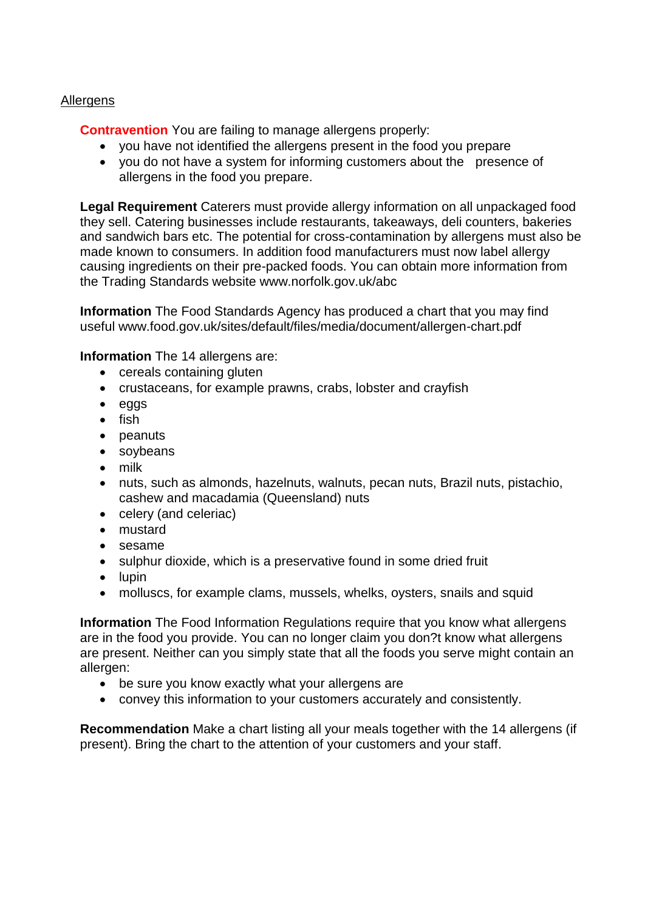Allergens

**Contravention** You are failing to manage allergens properly:

- you have not identified the allergens present in the food you prepare
- you do not have a system for informing customers about the presence of allergens in the food you prepare.

**Legal Requirement** Caterers must provide allergy information on all unpackaged food they sell. Catering businesses include restaurants, takeaways, deli counters, bakeries and sandwich bars etc. The potential for cross-contamination by allergens must also be made known to consumers. In addition food manufacturers must now label allergy causing ingredients on their pre-packed foods. You can obtain more information from the Trading Standards website www.norfolk.gov.uk/abc

**Information** The Food Standards Agency has produced a chart that you may find useful www.food.gov.uk/sites/default/files/media/document/allergen-chart.pdf

**Information** The 14 allergens are:

- cereals containing gluten
- crustaceans, for example prawns, crabs, lobster and crayfish
- eggs
- fish
- peanuts
- soybeans
- milk
- nuts, such as almonds, hazelnuts, walnuts, pecan nuts, Brazil nuts, pistachio, cashew and macadamia (Queensland) nuts
- celery (and celeriac)
- mustard
- sesame
- sulphur dioxide, which is a preservative found in some dried fruit
- lupin
- molluscs, for example clams, mussels, whelks, oysters, snails and squid

**Information** The Food Information Regulations require that you know what allergens are in the food you provide. You can no longer claim you don?t know what allergens are present. Neither can you simply state that all the foods you serve might contain an allergen:

- be sure you know exactly what your allergens are
- convey this information to your customers accurately and consistently.

**Recommendation** Make a chart listing all your meals together with the 14 allergens (if present). Bring the chart to the attention of your customers and your staff.